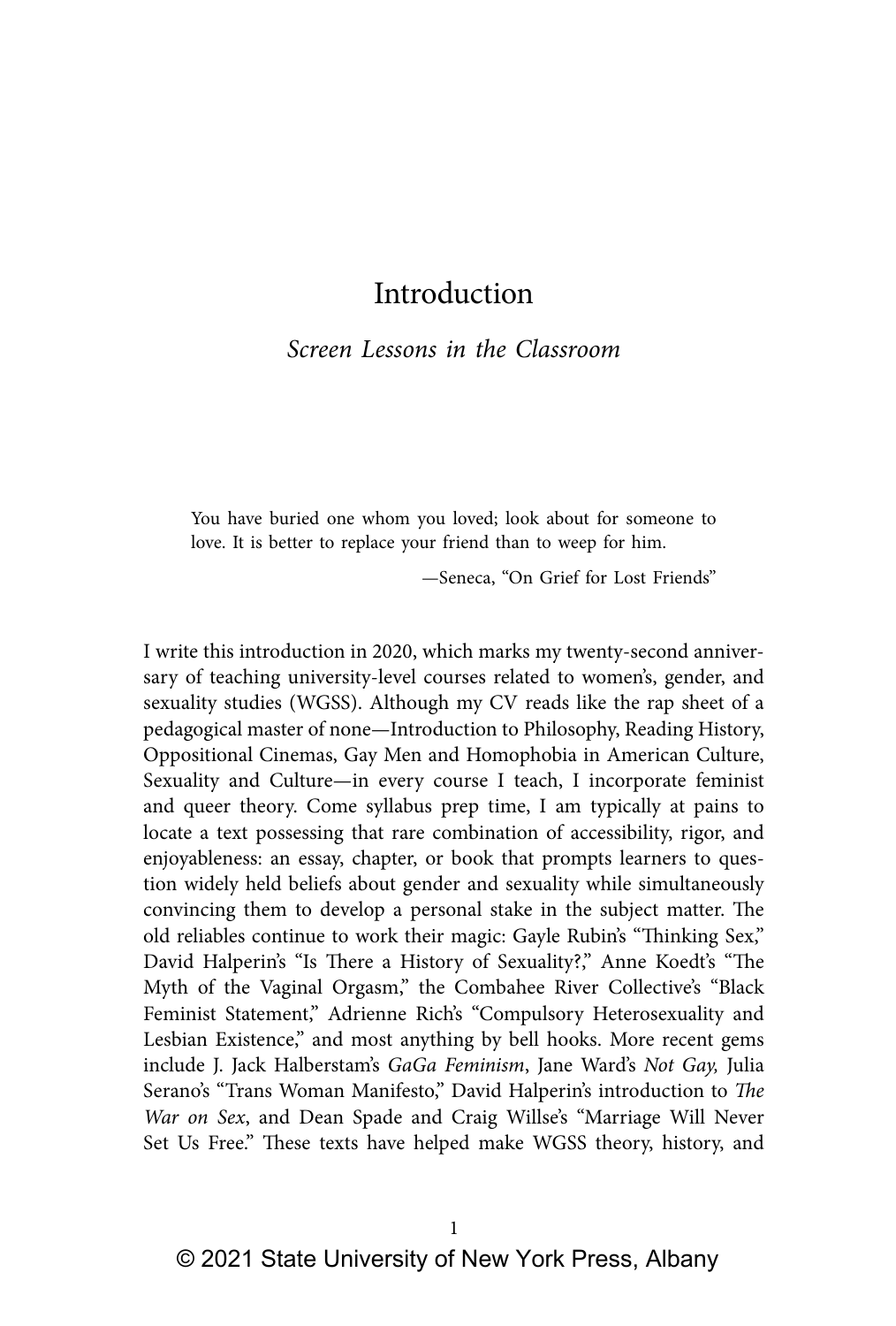# Introduction

## *Screen Lessons in the Classroom*

> You have buried one whom you loved; look about for someone to love. It is better to replace your friend than to weep for him.
>
> —Seneca, "On Grief for Lost Friends"

I write this introduction in 2020, which marks my twenty-second anniversary of teaching university-level courses related to women's, gender, and sexuality studies (WGSS). Although my CV reads like the rap sheet of a pedagogical master of none—Introduction to Philosophy, Reading History, Oppositional Cinemas, Gay Men and Homophobia in American Culture, Sexuality and Culture—in every course I teach, I incorporate feminist and queer theory. Come syllabus prep time, I am typically at pains to locate a text possessing that rare combination of accessibility, rigor, and enjoyableness: an essay, chapter, or book that prompts learners to question widely held beliefs about gender and sexuality while simultaneously convincing them to develop a personal stake in the subject matter. The old reliables continue to work their magic: Gayle Rubin's "Thinking Sex," David Halperin's "Is There a History of Sexuality?," Anne Koedt's "The Myth of the Vaginal Orgasm," the Combahee River Collective's "Black Feminist Statement," Adrienne Rich's "Compulsory Heterosexuality and Lesbian Existence," and most anything by bell hooks. More recent gems include J. Jack Halberstam's *GaGa Feminism*, Jane Ward's *Not Gay,* Julia Serano's "Trans Woman Manifesto," David Halperin's introduction to *The War on Sex*, and Dean Spade and Craig Willse's "Marriage Will Never Set Us Free." These texts have helped make WGSS theory, history, and

© 2021 State University of New York Press, Albany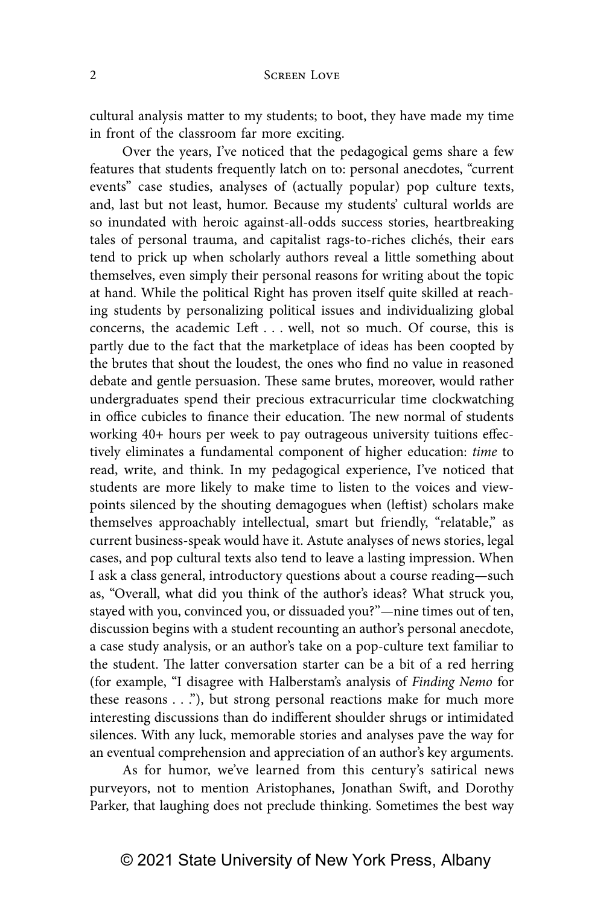cultural analysis matter to my students; to boot, they have made my time in front of the classroom far more exciting.

Over the years, I've noticed that the pedagogical gems share a few features that students frequently latch on to: personal anecdotes, "current events" case studies, analyses of (actually popular) pop culture texts, and, last but not least, humor. Because my students' cultural worlds are so inundated with heroic against-all-odds success stories, heartbreaking tales of personal trauma, and capitalist rags-to-riches clichés, their ears tend to prick up when scholarly authors reveal a little something about themselves, even simply their personal reasons for writing about the topic at hand. While the political Right has proven itself quite skilled at reaching students by personalizing political issues and individualizing global concerns, the academic Left . . . well, not so much. Of course, this is partly due to the fact that the marketplace of ideas has been coopted by the brutes that shout the loudest, the ones who find no value in reasoned debate and gentle persuasion. These same brutes, moreover, would rather undergraduates spend their precious extracurricular time clockwatching in office cubicles to finance their education. The new normal of students working 40+ hours per week to pay outrageous university tuitions effectively eliminates a fundamental component of higher education: *time* to read, write, and think. In my pedagogical experience, I've noticed that students are more likely to make time to listen to the voices and viewpoints silenced by the shouting demagogues when (leftist) scholars make themselves approachably intellectual, smart but friendly, "relatable," as current business-speak would have it. Astute analyses of news stories, legal cases, and pop cultural texts also tend to leave a lasting impression. When I ask a class general, introductory questions about a course reading—such as, "Overall, what did you think of the author's ideas? What struck you, stayed with you, convinced you, or dissuaded you?"—nine times out of ten, discussion begins with a student recounting an author's personal anecdote, a case study analysis, or an author's take on a pop-culture text familiar to the student. The latter conversation starter can be a bit of a red herring (for example, "I disagree with Halberstam's analysis of *Finding Nemo* for these reasons . . ."), but strong personal reactions make for much more interesting discussions than do indifferent shoulder shrugs or intimidated silences. With any luck, memorable stories and analyses pave the way for an eventual comprehension and appreciation of an author's key arguments.

As for humor, we've learned from this century's satirical news purveyors, not to mention Aristophanes, Jonathan Swift, and Dorothy Parker, that laughing does not preclude thinking. Sometimes the best way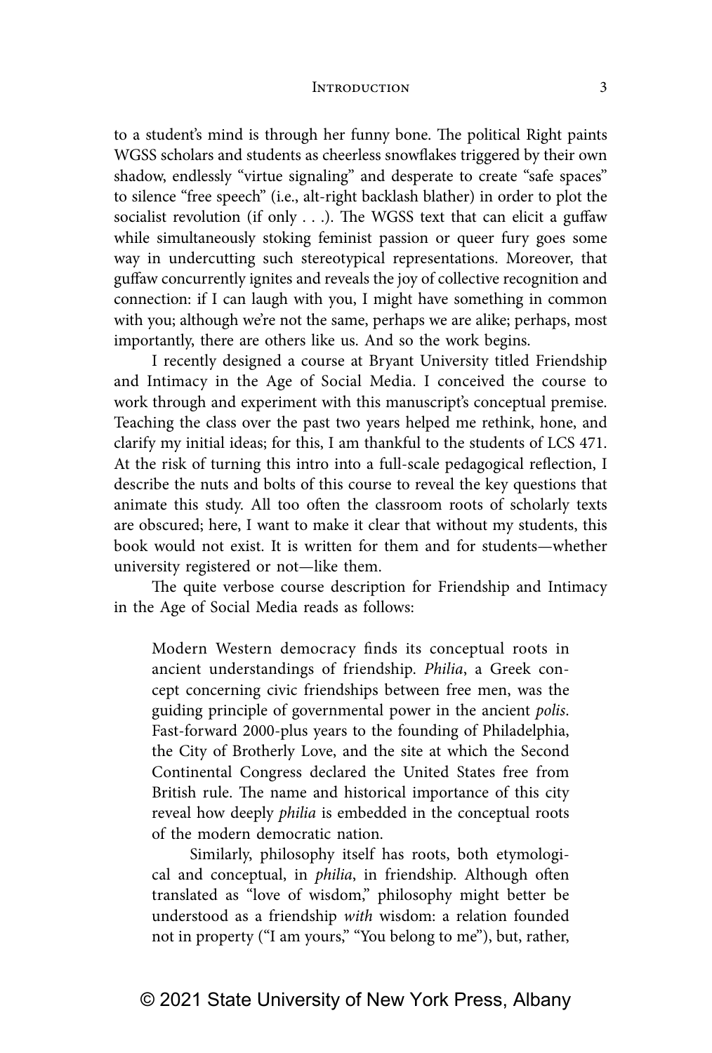to a student's mind is through her funny bone. The political Right paints WGSS scholars and students as cheerless snowflakes triggered by their own shadow, endlessly "virtue signaling" and desperate to create "safe spaces" to silence "free speech" (i.e., alt-right backlash blather) in order to plot the socialist revolution (if only . . .). The WGSS text that can elicit a guffaw while simultaneously stoking feminist passion or queer fury goes some way in undercutting such stereotypical representations. Moreover, that guffaw concurrently ignites and reveals the joy of collective recognition and connection: if I can laugh with you, I might have something in common with you; although we're not the same, perhaps we are alike; perhaps, most importantly, there are others like us. And so the work begins.

I recently designed a course at Bryant University titled Friendship and Intimacy in the Age of Social Media. I conceived the course to work through and experiment with this manuscript's conceptual premise. Teaching the class over the past two years helped me rethink, hone, and clarify my initial ideas; for this, I am thankful to the students of LCS 471. At the risk of turning this intro into a full-scale pedagogical reflection, I describe the nuts and bolts of this course to reveal the key questions that animate this study. All too often the classroom roots of scholarly texts are obscured; here, I want to make it clear that without my students, this book would not exist. It is written for them and for students—whether university registered or not—like them.

The quite verbose course description for Friendship and Intimacy in the Age of Social Media reads as follows:

> Modern Western democracy finds its conceptual roots in ancient understandings of friendship. *Philia*, a Greek concept concerning civic friendships between free men, was the guiding principle of governmental power in the ancient *polis*. Fast-forward 2000-plus years to the founding of Philadelphia, the City of Brotherly Love, and the site at which the Second Continental Congress declared the United States free from British rule. The name and historical importance of this city reveal how deeply *philia* is embedded in the conceptual roots of the modern democratic nation.
>
> Similarly, philosophy itself has roots, both etymological and conceptual, in *philia*, in friendship. Although often translated as "love of wisdom," philosophy might better be understood as a friendship *with* wisdom: a relation founded not in property ("I am yours," "You belong to me"), but, rather,

© 2021 State University of New York Press, Albany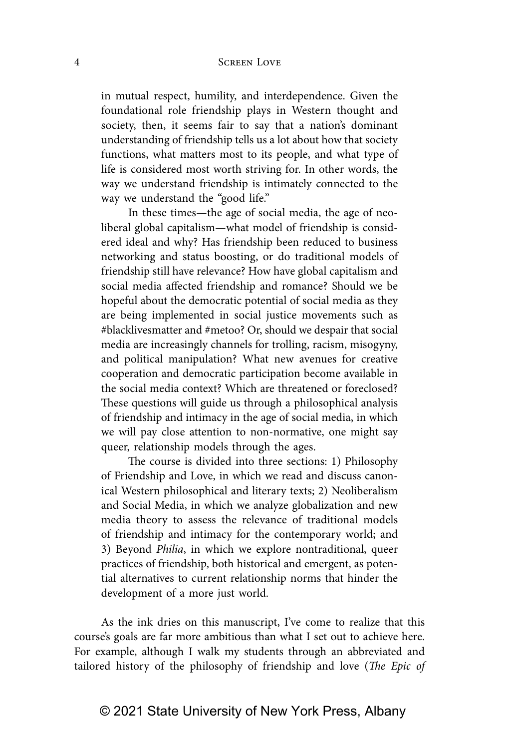in mutual respect, humility, and interdependence. Given the foundational role friendship plays in Western thought and society, then, it seems fair to say that a nation's dominant understanding of friendship tells us a lot about how that society functions, what matters most to its people, and what type of life is considered most worth striving for. In other words, the way we understand friendship is intimately connected to the way we understand the "good life."

In these times—the age of social media, the age of neoliberal global capitalism—what model of friendship is considered ideal and why? Has friendship been reduced to business networking and status boosting, or do traditional models of friendship still have relevance? How have global capitalism and social media affected friendship and romance? Should we be hopeful about the democratic potential of social media as they are being implemented in social justice movements such as #blacklivesmatter and #metoo? Or, should we despair that social media are increasingly channels for trolling, racism, misogyny, and political manipulation? What new avenues for creative cooperation and democratic participation become available in the social media context? Which are threatened or foreclosed? These questions will guide us through a philosophical analysis of friendship and intimacy in the age of social media, in which we will pay close attention to non-normative, one might say queer, relationship models through the ages.

The course is divided into three sections: 1) Philosophy of Friendship and Love, in which we read and discuss canonical Western philosophical and literary texts; 2) Neoliberalism and Social Media, in which we analyze globalization and new media theory to assess the relevance of traditional models of friendship and intimacy for the contemporary world; and 3) Beyond *Philia*, in which we explore nontraditional, queer practices of friendship, both historical and emergent, as potential alternatives to current relationship norms that hinder the development of a more just world.

As the ink dries on this manuscript, I've come to realize that this course's goals are far more ambitious than what I set out to achieve here. For example, although I walk my students through an abbreviated and tailored history of the philosophy of friendship and love (*The Epic of*

© 2021 State University of New York Press, Albany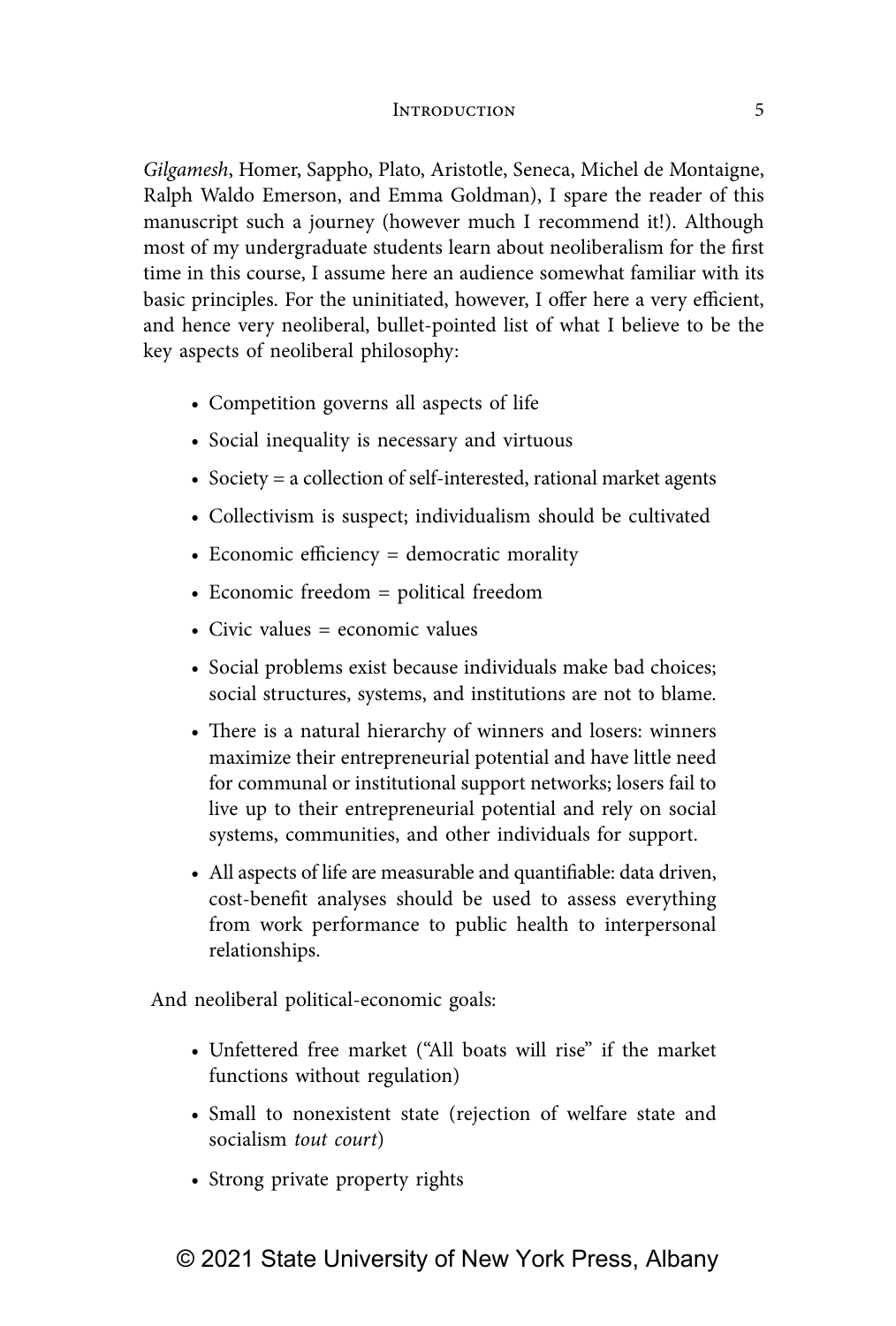*Gilgamesh*, Homer, Sappho, Plato, Aristotle, Seneca, Michel de Montaigne, Ralph Waldo Emerson, and Emma Goldman), I spare the reader of this manuscript such a journey (however much I recommend it!). Although most of my undergraduate students learn about neoliberalism for the first time in this course, I assume here an audience somewhat familiar with its basic principles. For the uninitiated, however, I offer here a very efficient, and hence very neoliberal, bullet-pointed list of what I believe to be the key aspects of neoliberal philosophy:

- Competition governs all aspects of life
- Social inequality is necessary and virtuous
- Society = a collection of self-interested, rational market agents
- Collectivism is suspect; individualism should be cultivated
- Economic efficiency = democratic morality
- Economic freedom = political freedom
- Civic values = economic values
- Social problems exist because individuals make bad choices; social structures, systems, and institutions are not to blame.
- There is a natural hierarchy of winners and losers: winners maximize their entrepreneurial potential and have little need for communal or institutional support networks; losers fail to live up to their entrepreneurial potential and rely on social systems, communities, and other individuals for support.
- All aspects of life are measurable and quantifiable: data driven, cost-benefit analyses should be used to assess everything from work performance to public health to interpersonal relationships.

And neoliberal political-economic goals:

- Unfettered free market ("All boats will rise" if the market functions without regulation)
- Small to nonexistent state (rejection of welfare state and socialism *tout court*)
- Strong private property rights

© 2021 State University of New York Press, Albany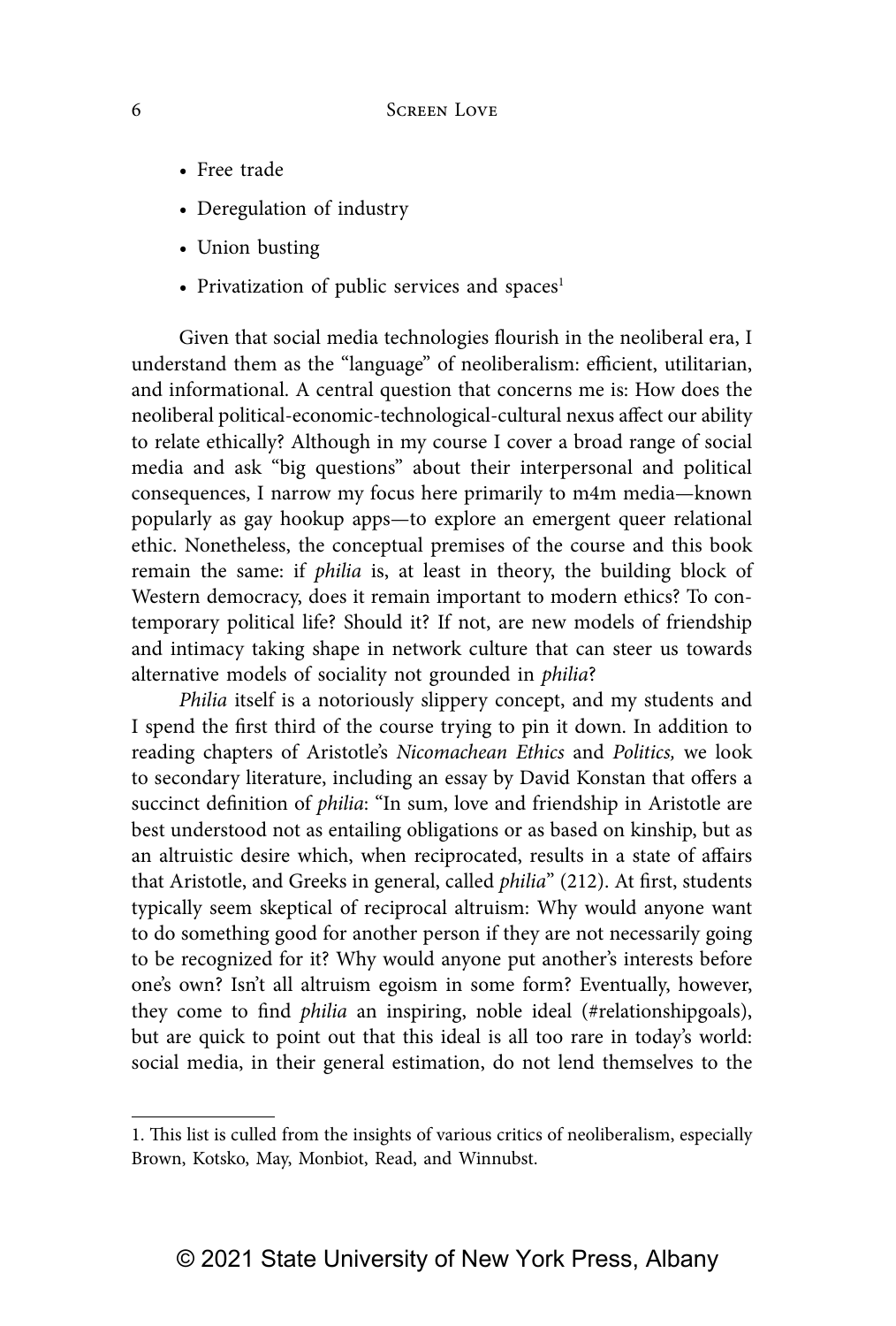- Free trade
- Deregulation of industry
- Union busting
- Privatization of public services and spaces[1]

Given that social media technologies flourish in the neoliberal era, I understand them as the "language" of neoliberalism: efficient, utilitarian, and informational. A central question that concerns me is: How does the neoliberal political-economic-technological-cultural nexus affect our ability to relate ethically? Although in my course I cover a broad range of social media and ask "big questions" about their interpersonal and political consequences, I narrow my focus here primarily to m4m media—known popularly as gay hookup apps—to explore an emergent queer relational ethic. Nonetheless, the conceptual premises of the course and this book remain the same: if *philia* is, at least in theory, the building block of Western democracy, does it remain important to modern ethics? To contemporary political life? Should it? If not, are new models of friendship and intimacy taking shape in network culture that can steer us towards alternative models of sociality not grounded in *philia*?

*Philia* itself is a notoriously slippery concept, and my students and I spend the first third of the course trying to pin it down. In addition to reading chapters of Aristotle's *Nicomachean Ethics* and *Politics,* we look to secondary literature, including an essay by David Konstan that offers a succinct definition of *philia*: "In sum, love and friendship in Aristotle are best understood not as entailing obligations or as based on kinship, but as an altruistic desire which, when reciprocated, results in a state of affairs that Aristotle, and Greeks in general, called *philia*" (212). At first, students typically seem skeptical of reciprocal altruism: Why would anyone want to do something good for another person if they are not necessarily going to be recognized for it? Why would anyone put another's interests before one's own? Isn't all altruism egoism in some form? Eventually, however, they come to find *philia* an inspiring, noble ideal (#relationshipgoals), but are quick to point out that this ideal is all too rare in today's world: social media, in their general estimation, do not lend themselves to the

1. This list is culled from the insights of various critics of neoliberalism, especially Brown, Kotsko, May, Monbiot, Read, and Winnubst.

© 2021 State University of New York Press, Albany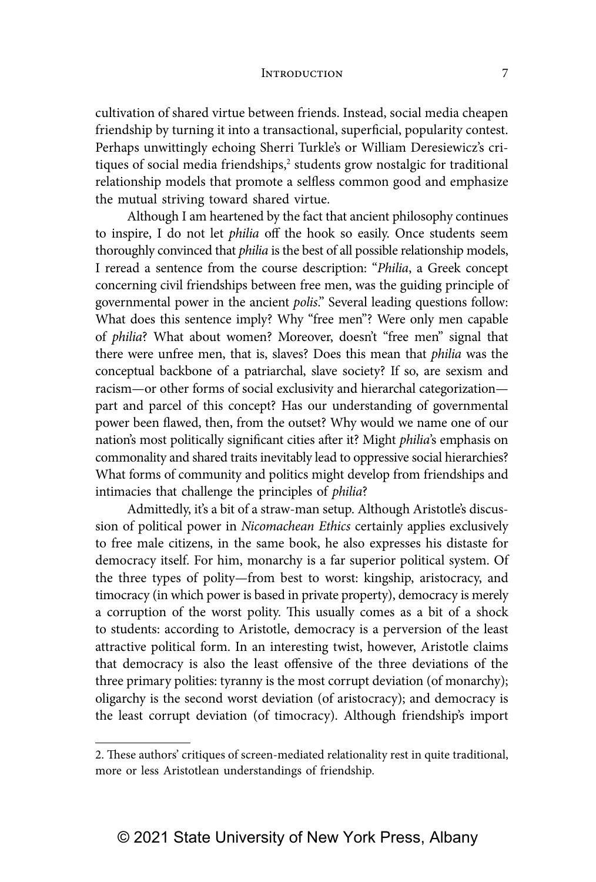cultivation of shared virtue between friends. Instead, social media cheapen friendship by turning it into a transactional, superficial, popularity contest. Perhaps unwittingly echoing Sherri Turkle's or William Deresiewicz's critiques of social media friendships,[2] students grow nostalgic for traditional relationship models that promote a selfless common good and emphasize the mutual striving toward shared virtue.

Although I am heartened by the fact that ancient philosophy continues to inspire, I do not let *philia* off the hook so easily. Once students seem thoroughly convinced that *philia* is the best of all possible relationship models, I reread a sentence from the course description: "*Philia*, a Greek concept concerning civil friendships between free men, was the guiding principle of governmental power in the ancient *polis*." Several leading questions follow: What does this sentence imply? Why "free men"? Were only men capable of *philia*? What about women? Moreover, doesn't "free men" signal that there were unfree men, that is, slaves? Does this mean that *philia* was the conceptual backbone of a patriarchal, slave society? If so, are sexism and racism—or other forms of social exclusivity and hierarchal categorization—part and parcel of this concept? Has our understanding of governmental power been flawed, then, from the outset? Why would we name one of our nation's most politically significant cities after it? Might *philia*'s emphasis on commonality and shared traits inevitably lead to oppressive social hierarchies? What forms of community and politics might develop from friendships and intimacies that challenge the principles of *philia*?

Admittedly, it's a bit of a straw-man setup. Although Aristotle's discussion of political power in *Nicomachean Ethics* certainly applies exclusively to free male citizens, in the same book, he also expresses his distaste for democracy itself. For him, monarchy is a far superior political system. Of the three types of polity—from best to worst: kingship, aristocracy, and timocracy (in which power is based in private property), democracy is merely a corruption of the worst polity. This usually comes as a bit of a shock to students: according to Aristotle, democracy is a perversion of the least attractive political form. In an interesting twist, however, Aristotle claims that democracy is also the least offensive of the three deviations of the three primary polities: tyranny is the most corrupt deviation (of monarchy); oligarchy is the second worst deviation (of aristocracy); and democracy is the least corrupt deviation (of timocracy). Although friendship's import

2. These authors' critiques of screen-mediated relationality rest in quite traditional, more or less Aristotlean understandings of friendship.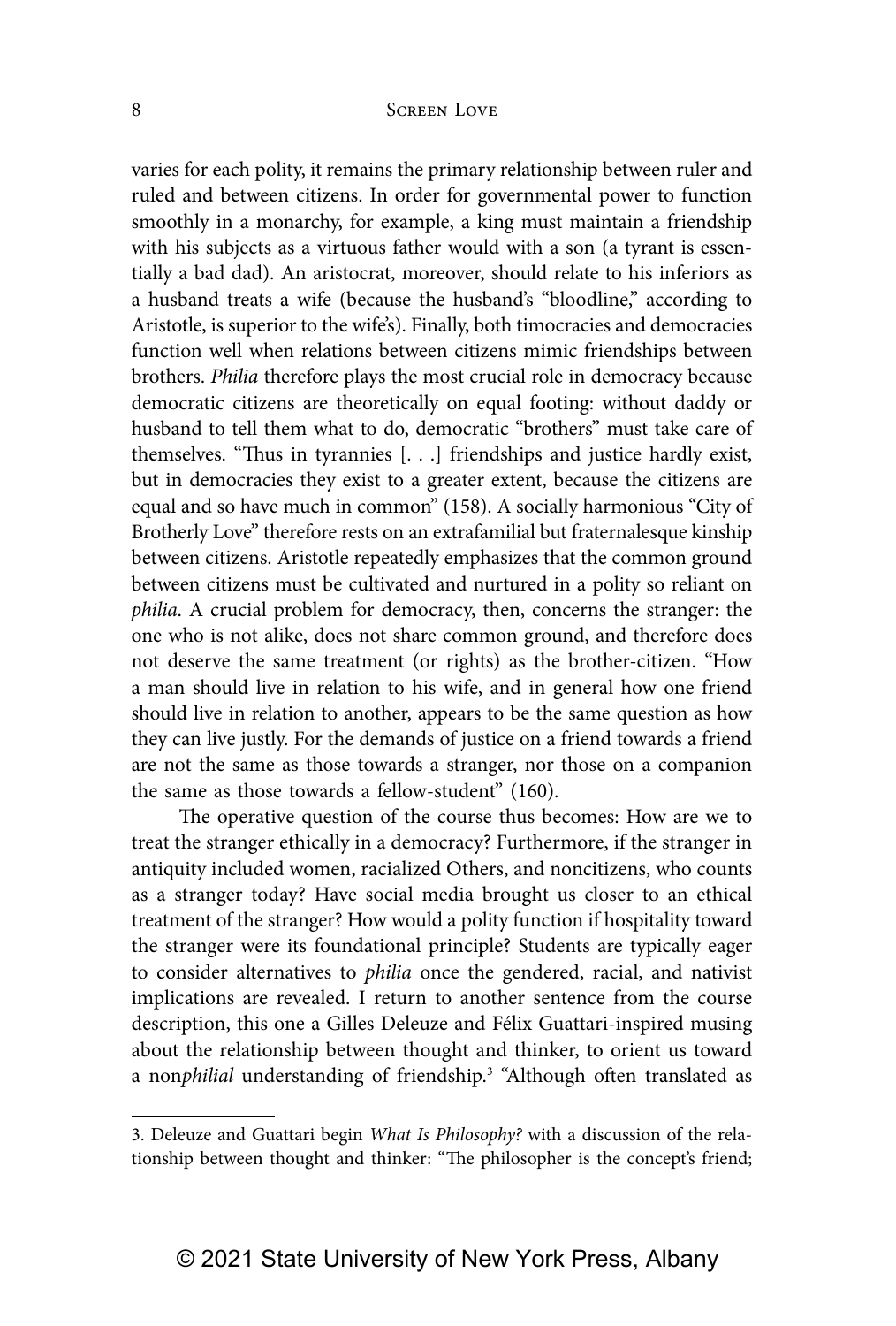varies for each polity, it remains the primary relationship between ruler and ruled and between citizens. In order for governmental power to function smoothly in a monarchy, for example, a king must maintain a friendship with his subjects as a virtuous father would with a son (a tyrant is essentially a bad dad). An aristocrat, moreover, should relate to his inferiors as a husband treats a wife (because the husband's "bloodline," according to Aristotle, is superior to the wife's). Finally, both timocracies and democracies function well when relations between citizens mimic friendships between brothers. *Philia* therefore plays the most crucial role in democracy because democratic citizens are theoretically on equal footing: without daddy or husband to tell them what to do, democratic "brothers" must take care of themselves. "Thus in tyrannies [. . .] friendships and justice hardly exist, but in democracies they exist to a greater extent, because the citizens are equal and so have much in common" (158). A socially harmonious "City of Brotherly Love" therefore rests on an extrafamilial but fraternalesque kinship between citizens. Aristotle repeatedly emphasizes that the common ground between citizens must be cultivated and nurtured in a polity so reliant on *philia*. A crucial problem for democracy, then, concerns the stranger: the one who is not alike, does not share common ground, and therefore does not deserve the same treatment (or rights) as the brother-citizen. "How a man should live in relation to his wife, and in general how one friend should live in relation to another, appears to be the same question as how they can live justly. For the demands of justice on a friend towards a friend are not the same as those towards a stranger, nor those on a companion the same as those towards a fellow-student" (160).

The operative question of the course thus becomes: How are we to treat the stranger ethically in a democracy? Furthermore, if the stranger in antiquity included women, racialized Others, and noncitizens, who counts as a stranger today? Have social media brought us closer to an ethical treatment of the stranger? How would a polity function if hospitality toward the stranger were its foundational principle? Students are typically eager to consider alternatives to *philia* once the gendered, racial, and nativist implications are revealed. I return to another sentence from the course description, this one a Gilles Deleuze and Félix Guattari-inspired musing about the relationship between thought and thinker, to orient us toward a non*philial* understanding of friendship.[3] "Although often translated as

3. Deleuze and Guattari begin *What Is Philosophy?* with a discussion of the relationship between thought and thinker: "The philosopher is the concept's friend;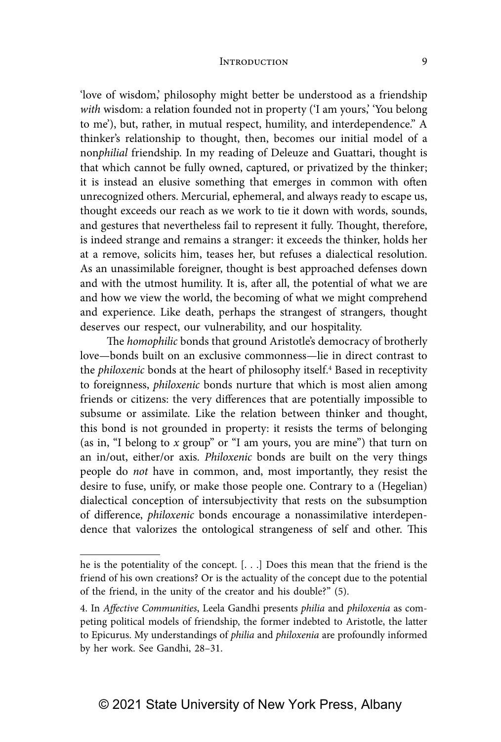'love of wisdom,' philosophy might better be understood as a friendship *with* wisdom: a relation founded not in property ('I am yours,' 'You belong to me'), but, rather, in mutual respect, humility, and interdependence." A thinker's relationship to thought, then, becomes our initial model of a non*philial* friendship. In my reading of Deleuze and Guattari, thought is that which cannot be fully owned, captured, or privatized by the thinker; it is instead an elusive something that emerges in common with often unrecognized others. Mercurial, ephemeral, and always ready to escape us, thought exceeds our reach as we work to tie it down with words, sounds, and gestures that nevertheless fail to represent it fully. Thought, therefore, is indeed strange and remains a stranger: it exceeds the thinker, holds her at a remove, solicits him, teases her, but refuses a dialectical resolution. As an unassimilable foreigner, thought is best approached defenses down and with the utmost humility. It is, after all, the potential of what we are and how we view the world, the becoming of what we might comprehend and experience. Like death, perhaps the strangest of strangers, thought deserves our respect, our vulnerability, and our hospitality.

The *homophilic* bonds that ground Aristotle's democracy of brotherly love—bonds built on an exclusive commonness—lie in direct contrast to the *philoxenic* bonds at the heart of philosophy itself.[4] Based in receptivity to foreignness, *philoxenic* bonds nurture that which is most alien among friends or citizens: the very differences that are potentially impossible to subsume or assimilate. Like the relation between thinker and thought, this bond is not grounded in property: it resists the terms of belonging (as in, "I belong to *x* group" or "I am yours, you are mine") that turn on an in/out, either/or axis. *Philoxenic* bonds are built on the very things people do *not* have in common, and, most importantly, they resist the desire to fuse, unify, or make those people one. Contrary to a (Hegelian) dialectical conception of intersubjectivity that rests on the subsumption of difference, *philoxenic* bonds encourage a nonassimilative interdependence that valorizes the ontological strangeness of self and other. This

---

he is the potentiality of the concept. [. . .] Does this mean that the friend is the friend of his own creations? Or is the actuality of the concept due to the potential of the friend, in the unity of the creator and his double?" (5).

4. In *Affective Communities*, Leela Gandhi presents *philia* and *philoxenia* as competing political models of friendship, the former indebted to Aristotle, the latter to Epicurus. My understandings of *philia* and *philoxenia* are profoundly informed by her work. See Gandhi, 28–31.

© 2021 State University of New York Press, Albany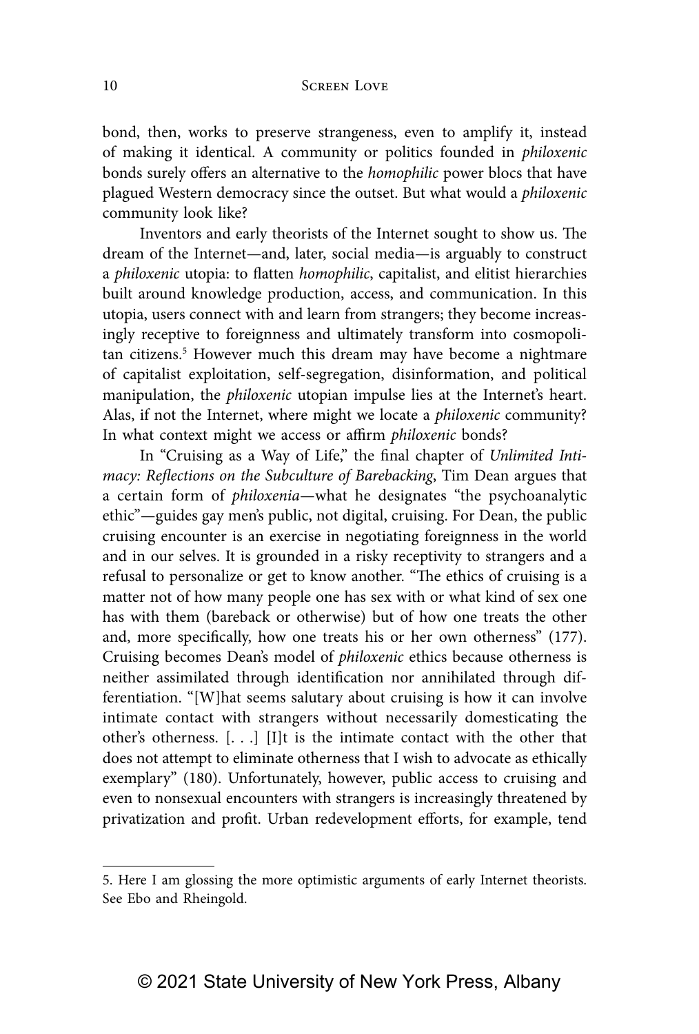bond, then, works to preserve strangeness, even to amplify it, instead of making it identical. A community or politics founded in *philoxenic* bonds surely offers an alternative to the *homophilic* power blocs that have plagued Western democracy since the outset. But what would a *philoxenic* community look like?

Inventors and early theorists of the Internet sought to show us. The dream of the Internet—and, later, social media—is arguably to construct a *philoxenic* utopia: to flatten *homophilic*, capitalist, and elitist hierarchies built around knowledge production, access, and communication. In this utopia, users connect with and learn from strangers; they become increasingly receptive to foreignness and ultimately transform into cosmopolitan citizens.[5] However much this dream may have become a nightmare of capitalist exploitation, self-segregation, disinformation, and political manipulation, the *philoxenic* utopian impulse lies at the Internet's heart. Alas, if not the Internet, where might we locate a *philoxenic* community? In what context might we access or affirm *philoxenic* bonds?

In "Cruising as a Way of Life," the final chapter of *Unlimited Intimacy: Reflections on the Subculture of Barebacking*, Tim Dean argues that a certain form of *philoxenia*—what he designates "the psychoanalytic ethic"—guides gay men's public, not digital, cruising. For Dean, the public cruising encounter is an exercise in negotiating foreignness in the world and in our selves. It is grounded in a risky receptivity to strangers and a refusal to personalize or get to know another. "The ethics of cruising is a matter not of how many people one has sex with or what kind of sex one has with them (bareback or otherwise) but of how one treats the other and, more specifically, how one treats his or her own otherness" (177). Cruising becomes Dean's model of *philoxenic* ethics because otherness is neither assimilated through identification nor annihilated through differentiation. "[W]hat seems salutary about cruising is how it can involve intimate contact with strangers without necessarily domesticating the other's otherness. [. . .] [I]t is the intimate contact with the other that does not attempt to eliminate otherness that I wish to advocate as ethically exemplary" (180). Unfortunately, however, public access to cruising and even to nonsexual encounters with strangers is increasingly threatened by privatization and profit. Urban redevelopment efforts, for example, tend

5. Here I am glossing the more optimistic arguments of early Internet theorists. See Ebo and Rheingold.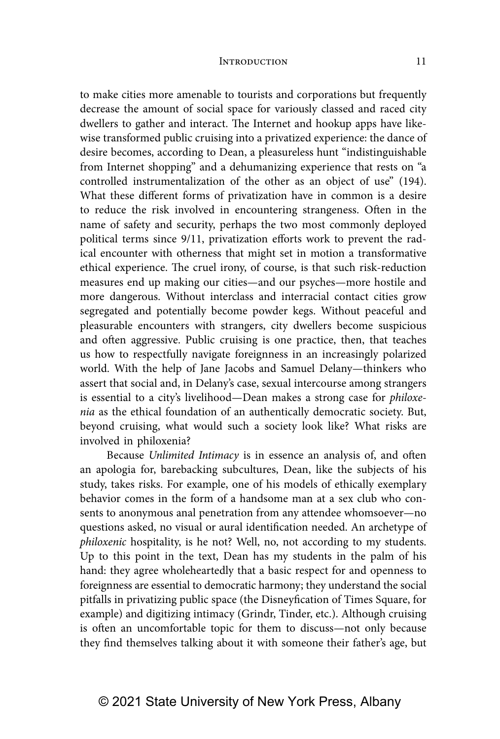to make cities more amenable to tourists and corporations but frequently decrease the amount of social space for variously classed and raced city dwellers to gather and interact. The Internet and hookup apps have likewise transformed public cruising into a privatized experience: the dance of desire becomes, according to Dean, a pleasureless hunt "indistinguishable from Internet shopping" and a dehumanizing experience that rests on "a controlled instrumentalization of the other as an object of use" (194). What these different forms of privatization have in common is a desire to reduce the risk involved in encountering strangeness. Often in the name of safety and security, perhaps the two most commonly deployed political terms since 9/11, privatization efforts work to prevent the radical encounter with otherness that might set in motion a transformative ethical experience. The cruel irony, of course, is that such risk-reduction measures end up making our cities—and our psyches—more hostile and more dangerous. Without interclass and interracial contact cities grow segregated and potentially become powder kegs. Without peaceful and pleasurable encounters with strangers, city dwellers become suspicious and often aggressive. Public cruising is one practice, then, that teaches us how to respectfully navigate foreignness in an increasingly polarized world. With the help of Jane Jacobs and Samuel Delany—thinkers who assert that social and, in Delany's case, sexual intercourse among strangers is essential to a city's livelihood—Dean makes a strong case for *philoxenia* as the ethical foundation of an authentically democratic society. But, beyond cruising, what would such a society look like? What risks are involved in philoxenia?

Because *Unlimited Intimacy* is in essence an analysis of, and often an apologia for, barebacking subcultures, Dean, like the subjects of his study, takes risks. For example, one of his models of ethically exemplary behavior comes in the form of a handsome man at a sex club who consents to anonymous anal penetration from any attendee whomsoever—no questions asked, no visual or aural identification needed. An archetype of *philoxenic* hospitality, is he not? Well, no, not according to my students. Up to this point in the text, Dean has my students in the palm of his hand: they agree wholeheartedly that a basic respect for and openness to foreignness are essential to democratic harmony; they understand the social pitfalls in privatizing public space (the Disneyfication of Times Square, for example) and digitizing intimacy (Grindr, Tinder, etc.). Although cruising is often an uncomfortable topic for them to discuss—not only because they find themselves talking about it with someone their father's age, but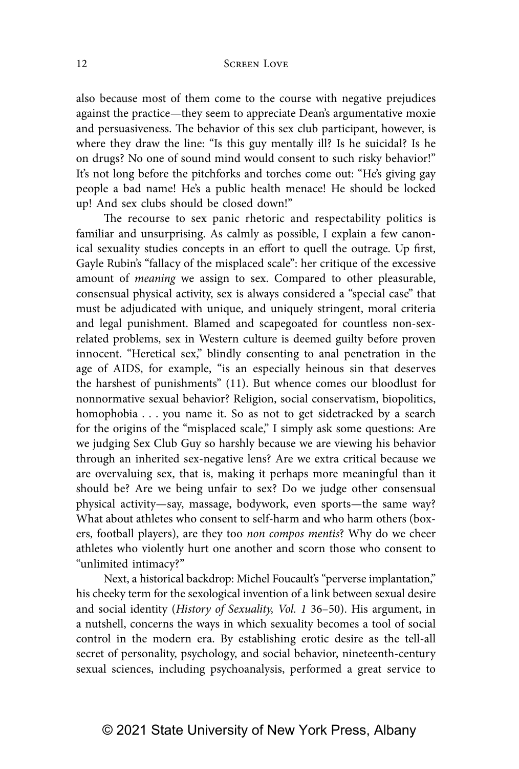also because most of them come to the course with negative prejudices against the practice—they seem to appreciate Dean's argumentative moxie and persuasiveness. The behavior of this sex club participant, however, is where they draw the line: "Is this guy mentally ill? Is he suicidal? Is he on drugs? No one of sound mind would consent to such risky behavior!" It's not long before the pitchforks and torches come out: "He's giving gay people a bad name! He's a public health menace! He should be locked up! And sex clubs should be closed down!"

The recourse to sex panic rhetoric and respectability politics is familiar and unsurprising. As calmly as possible, I explain a few canonical sexuality studies concepts in an effort to quell the outrage. Up first, Gayle Rubin's "fallacy of the misplaced scale": her critique of the excessive amount of *meaning* we assign to sex. Compared to other pleasurable, consensual physical activity, sex is always considered a "special case" that must be adjudicated with unique, and uniquely stringent, moral criteria and legal punishment. Blamed and scapegoated for countless non-sex-related problems, sex in Western culture is deemed guilty before proven innocent. "Heretical sex," blindly consenting to anal penetration in the age of AIDS, for example, "is an especially heinous sin that deserves the harshest of punishments" (11). But whence comes our bloodlust for nonnormative sexual behavior? Religion, social conservatism, biopolitics, homophobia . . . you name it. So as not to get sidetracked by a search for the origins of the "misplaced scale," I simply ask some questions: Are we judging Sex Club Guy so harshly because we are viewing his behavior through an inherited sex-negative lens? Are we extra critical because we are overvaluing sex, that is, making it perhaps more meaningful than it should be? Are we being unfair to sex? Do we judge other consensual physical activity—say, massage, bodywork, even sports—the same way? What about athletes who consent to self-harm and who harm others (boxers, football players), are they too *non compos mentis*? Why do we cheer athletes who violently hurt one another and scorn those who consent to "unlimited intimacy?"

Next, a historical backdrop: Michel Foucault's "perverse implantation," his cheeky term for the sexological invention of a link between sexual desire and social identity (*History of Sexuality, Vol. 1* 36–50). His argument, in a nutshell, concerns the ways in which sexuality becomes a tool of social control in the modern era. By establishing erotic desire as the tell-all secret of personality, psychology, and social behavior, nineteenth-century sexual sciences, including psychoanalysis, performed a great service to

© 2021 State University of New York Press, Albany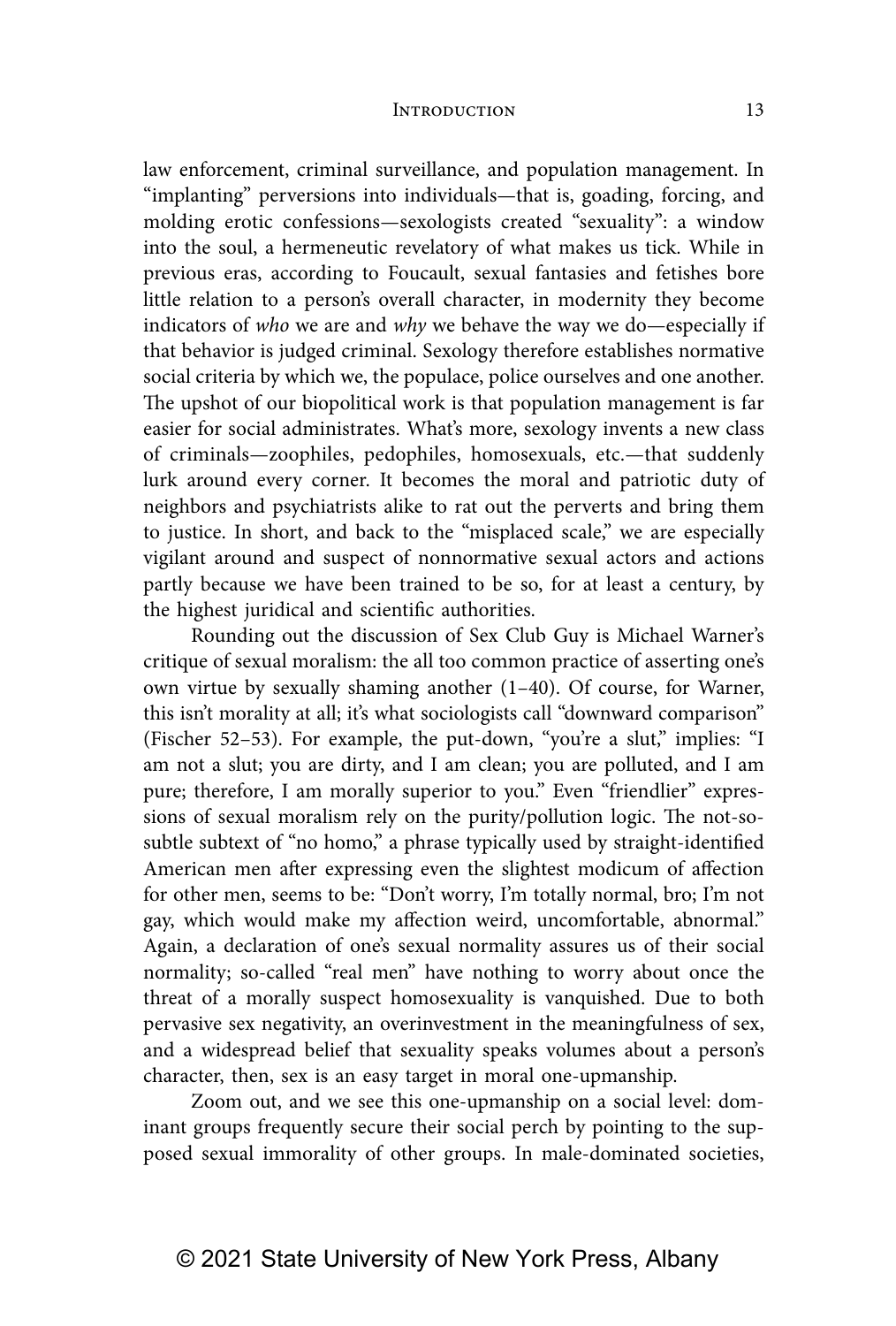law enforcement, criminal surveillance, and population management. In "implanting" perversions into individuals—that is, goading, forcing, and molding erotic confessions—sexologists created "sexuality": a window into the soul, a hermeneutic revelatory of what makes us tick. While in previous eras, according to Foucault, sexual fantasies and fetishes bore little relation to a person's overall character, in modernity they become indicators of *who* we are and *why* we behave the way we do—especially if that behavior is judged criminal. Sexology therefore establishes normative social criteria by which we, the populace, police ourselves and one another. The upshot of our biopolitical work is that population management is far easier for social administrates. What's more, sexology invents a new class of criminals—zoophiles, pedophiles, homosexuals, etc.—that suddenly lurk around every corner. It becomes the moral and patriotic duty of neighbors and psychiatrists alike to rat out the perverts and bring them to justice. In short, and back to the "misplaced scale," we are especially vigilant around and suspect of nonnormative sexual actors and actions partly because we have been trained to be so, for at least a century, by the highest juridical and scientific authorities.

Rounding out the discussion of Sex Club Guy is Michael Warner's critique of sexual moralism: the all too common practice of asserting one's own virtue by sexually shaming another (1–40). Of course, for Warner, this isn't morality at all; it's what sociologists call "downward comparison" (Fischer 52–53). For example, the put-down, "you're a slut," implies: "I am not a slut; you are dirty, and I am clean; you are polluted, and I am pure; therefore, I am morally superior to you." Even "friendlier" expressions of sexual moralism rely on the purity/pollution logic. The not-so-subtle subtext of "no homo," a phrase typically used by straight-identified American men after expressing even the slightest modicum of affection for other men, seems to be: "Don't worry, I'm totally normal, bro; I'm not gay, which would make my affection weird, uncomfortable, abnormal." Again, a declaration of one's sexual normality assures us of their social normality; so-called "real men" have nothing to worry about once the threat of a morally suspect homosexuality is vanquished. Due to both pervasive sex negativity, an overinvestment in the meaningfulness of sex, and a widespread belief that sexuality speaks volumes about a person's character, then, sex is an easy target in moral one-upmanship.

Zoom out, and we see this one-upmanship on a social level: dominant groups frequently secure their social perch by pointing to the supposed sexual immorality of other groups. In male-dominated societies,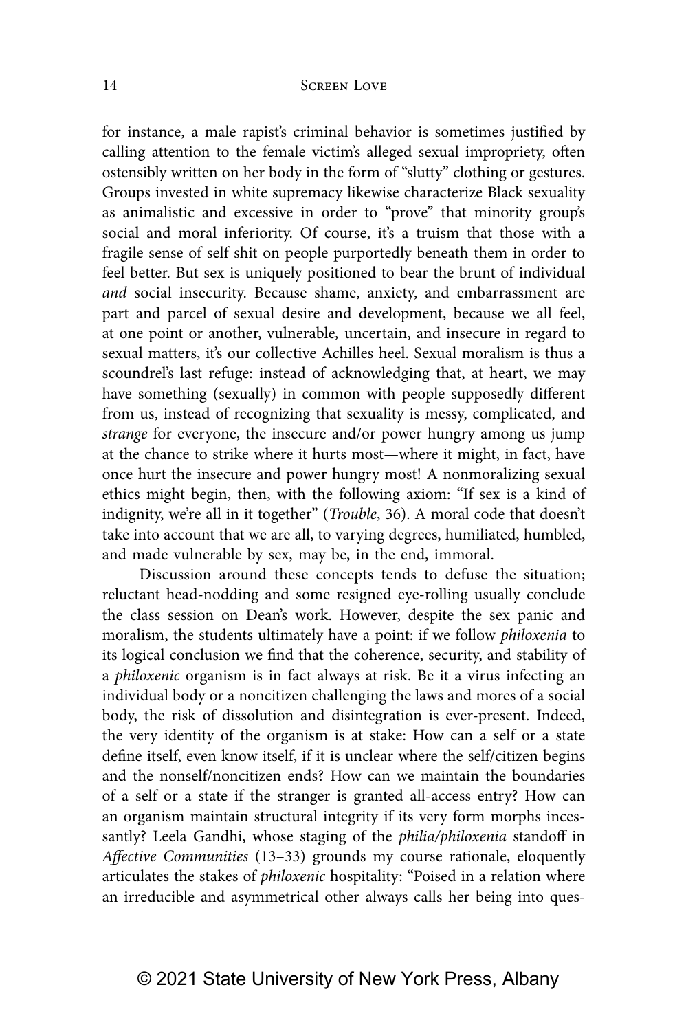for instance, a male rapist's criminal behavior is sometimes justified by calling attention to the female victim's alleged sexual impropriety, often ostensibly written on her body in the form of "slutty" clothing or gestures. Groups invested in white supremacy likewise characterize Black sexuality as animalistic and excessive in order to "prove" that minority group's social and moral inferiority. Of course, it's a truism that those with a fragile sense of self shit on people purportedly beneath them in order to feel better. But sex is uniquely positioned to bear the brunt of individual *and* social insecurity. Because shame, anxiety, and embarrassment are part and parcel of sexual desire and development, because we all feel, at one point or another, vulnerable, uncertain, and insecure in regard to sexual matters, it's our collective Achilles heel. Sexual moralism is thus a scoundrel's last refuge: instead of acknowledging that, at heart, we may have something (sexually) in common with people supposedly different from us, instead of recognizing that sexuality is messy, complicated, and *strange* for everyone, the insecure and/or power hungry among us jump at the chance to strike where it hurts most—where it might, in fact, have once hurt the insecure and power hungry most! A nonmoralizing sexual ethics might begin, then, with the following axiom: "If sex is a kind of indignity, we're all in it together" (*Trouble*, 36). A moral code that doesn't take into account that we are all, to varying degrees, humiliated, humbled, and made vulnerable by sex, may be, in the end, immoral.

Discussion around these concepts tends to defuse the situation; reluctant head-nodding and some resigned eye-rolling usually conclude the class session on Dean's work. However, despite the sex panic and moralism, the students ultimately have a point: if we follow *philoxenia* to its logical conclusion we find that the coherence, security, and stability of a *philoxenic* organism is in fact always at risk. Be it a virus infecting an individual body or a noncitizen challenging the laws and mores of a social body, the risk of dissolution and disintegration is ever-present. Indeed, the very identity of the organism is at stake: How can a self or a state define itself, even know itself, if it is unclear where the self/citizen begins and the nonself/noncitizen ends? How can we maintain the boundaries of a self or a state if the stranger is granted all-access entry? How can an organism maintain structural integrity if its very form morphs incessantly? Leela Gandhi, whose staging of the *philia/philoxenia* standoff in *Affective Communities* (13–33) grounds my course rationale, eloquently articulates the stakes of *philoxenic* hospitality: "Poised in a relation where an irreducible and asymmetrical other always calls her being into ques-

© 2021 State University of New York Press, Albany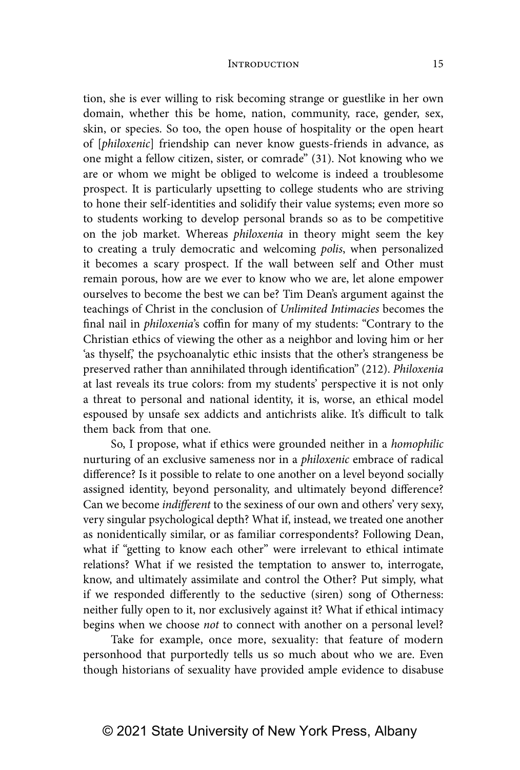tion, she is ever willing to risk becoming strange or guestlike in her own domain, whether this be home, nation, community, race, gender, sex, skin, or species. So too, the open house of hospitality or the open heart of [*philoxenic*] friendship can never know guests-friends in advance, as one might a fellow citizen, sister, or comrade" (31). Not knowing who we are or whom we might be obliged to welcome is indeed a troublesome prospect. It is particularly upsetting to college students who are striving to hone their self-identities and solidify their value systems; even more so to students working to develop personal brands so as to be competitive on the job market. Whereas *philoxenia* in theory might seem the key to creating a truly democratic and welcoming *polis*, when personalized it becomes a scary prospect. If the wall between self and Other must remain porous, how are we ever to know who we are, let alone empower ourselves to become the best we can be? Tim Dean's argument against the teachings of Christ in the conclusion of *Unlimited Intimacies* becomes the final nail in *philoxenia*'s coffin for many of my students: "Contrary to the Christian ethics of viewing the other as a neighbor and loving him or her 'as thyself,' the psychoanalytic ethic insists that the other's strangeness be preserved rather than annihilated through identification" (212). *Philoxenia* at last reveals its true colors: from my students' perspective it is not only a threat to personal and national identity, it is, worse, an ethical model espoused by unsafe sex addicts and antichrists alike. It's difficult to talk them back from that one.

So, I propose, what if ethics were grounded neither in a *homophilic* nurturing of an exclusive sameness nor in a *philoxenic* embrace of radical difference? Is it possible to relate to one another on a level beyond socially assigned identity, beyond personality, and ultimately beyond difference? Can we become *indifferent* to the sexiness of our own and others' very sexy, very singular psychological depth? What if, instead, we treated one another as nonidentically similar, or as familiar correspondents? Following Dean, what if "getting to know each other" were irrelevant to ethical intimate relations? What if we resisted the temptation to answer to, interrogate, know, and ultimately assimilate and control the Other? Put simply, what if we responded differently to the seductive (siren) song of Otherness: neither fully open to it, nor exclusively against it? What if ethical intimacy begins when we choose *not* to connect with another on a personal level?

Take for example, once more, sexuality: that feature of modern personhood that purportedly tells us so much about who we are. Even though historians of sexuality have provided ample evidence to disabuse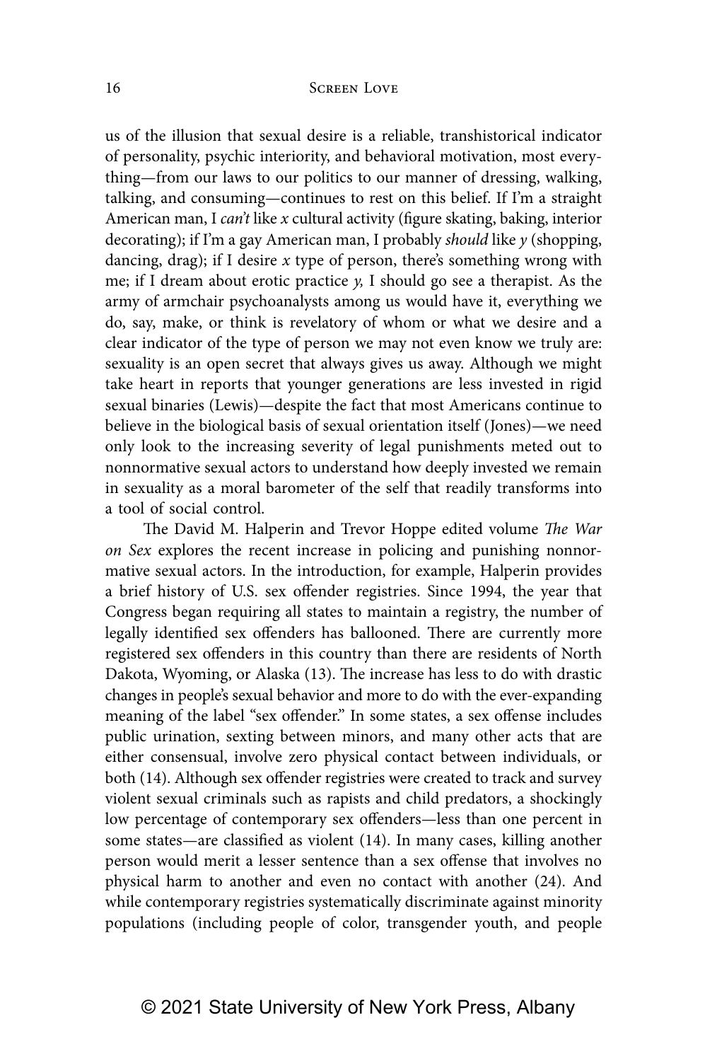us of the illusion that sexual desire is a reliable, transhistorical indicator of personality, psychic interiority, and behavioral motivation, most everything—from our laws to our politics to our manner of dressing, walking, talking, and consuming—continues to rest on this belief. If I'm a straight American man, I *can't* like *x* cultural activity (figure skating, baking, interior decorating); if I'm a gay American man, I probably *should* like *y* (shopping, dancing, drag); if I desire *x* type of person, there's something wrong with me; if I dream about erotic practice *y,* I should go see a therapist. As the army of armchair psychoanalysts among us would have it, everything we do, say, make, or think is revelatory of whom or what we desire and a clear indicator of the type of person we may not even know we truly are: sexuality is an open secret that always gives us away. Although we might take heart in reports that younger generations are less invested in rigid sexual binaries (Lewis)—despite the fact that most Americans continue to believe in the biological basis of sexual orientation itself (Jones)—we need only look to the increasing severity of legal punishments meted out to nonnormative sexual actors to understand how deeply invested we remain in sexuality as a moral barometer of the self that readily transforms into a tool of social control.

The David M. Halperin and Trevor Hoppe edited volume *The War on Sex* explores the recent increase in policing and punishing nonnormative sexual actors. In the introduction, for example, Halperin provides a brief history of U.S. sex offender registries. Since 1994, the year that Congress began requiring all states to maintain a registry, the number of legally identified sex offenders has ballooned. There are currently more registered sex offenders in this country than there are residents of North Dakota, Wyoming, or Alaska (13). The increase has less to do with drastic changes in people's sexual behavior and more to do with the ever-expanding meaning of the label "sex offender." In some states, a sex offense includes public urination, sexting between minors, and many other acts that are either consensual, involve zero physical contact between individuals, or both (14). Although sex offender registries were created to track and survey violent sexual criminals such as rapists and child predators, a shockingly low percentage of contemporary sex offenders—less than one percent in some states—are classified as violent (14). In many cases, killing another person would merit a lesser sentence than a sex offense that involves no physical harm to another and even no contact with another (24). And while contemporary registries systematically discriminate against minority populations (including people of color, transgender youth, and people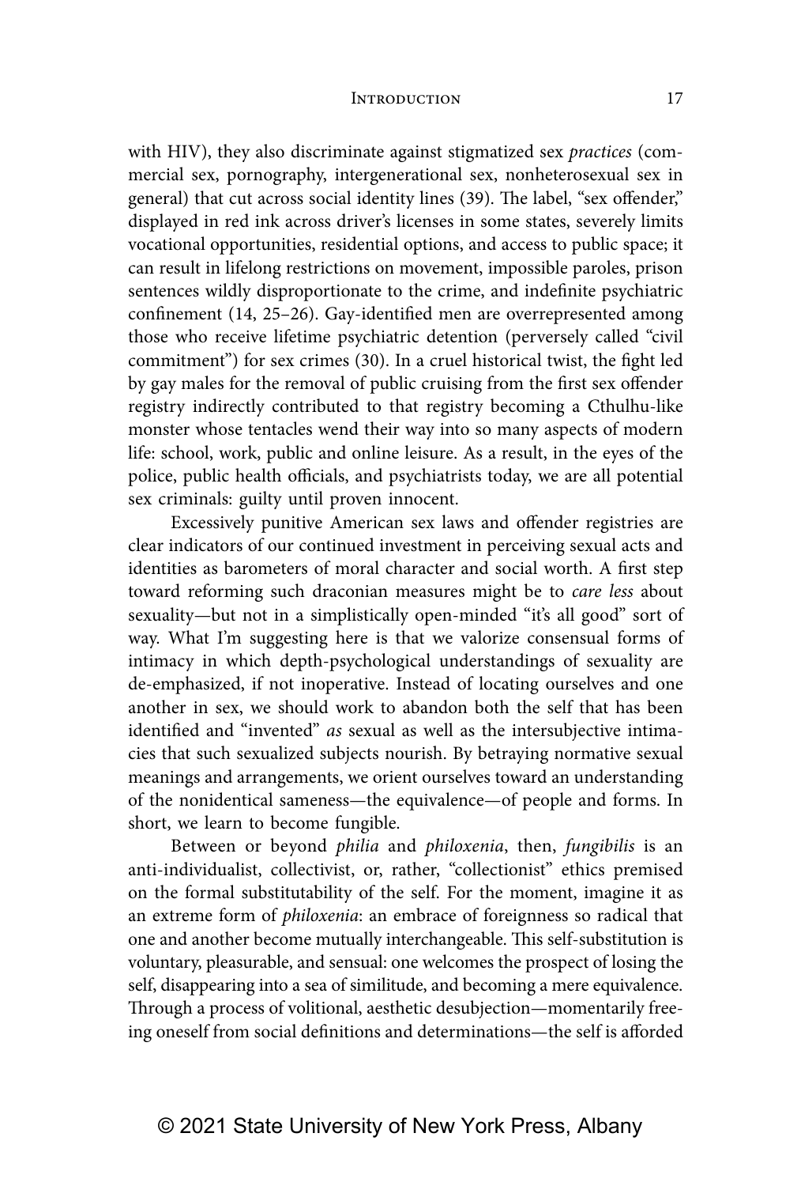with HIV), they also discriminate against stigmatized sex *practices* (commercial sex, pornography, intergenerational sex, nonheterosexual sex in general) that cut across social identity lines (39). The label, "sex offender," displayed in red ink across driver's licenses in some states, severely limits vocational opportunities, residential options, and access to public space; it can result in lifelong restrictions on movement, impossible paroles, prison sentences wildly disproportionate to the crime, and indefinite psychiatric confinement (14, 25–26). Gay-identified men are overrepresented among those who receive lifetime psychiatric detention (perversely called "civil commitment") for sex crimes (30). In a cruel historical twist, the fight led by gay males for the removal of public cruising from the first sex offender registry indirectly contributed to that registry becoming a Cthulhu-like monster whose tentacles wend their way into so many aspects of modern life: school, work, public and online leisure. As a result, in the eyes of the police, public health officials, and psychiatrists today, we are all potential sex criminals: guilty until proven innocent.

Excessively punitive American sex laws and offender registries are clear indicators of our continued investment in perceiving sexual acts and identities as barometers of moral character and social worth. A first step toward reforming such draconian measures might be to *care less* about sexuality—but not in a simplistically open-minded "it's all good" sort of way. What I'm suggesting here is that we valorize consensual forms of intimacy in which depth-psychological understandings of sexuality are de-emphasized, if not inoperative. Instead of locating ourselves and one another in sex, we should work to abandon both the self that has been identified and "invented" *as* sexual as well as the intersubjective intimacies that such sexualized subjects nourish. By betraying normative sexual meanings and arrangements, we orient ourselves toward an understanding of the nonidentical sameness—the equivalence—of people and forms. In short, we learn to become fungible.

Between or beyond *philia* and *philoxenia*, then, *fungibilis* is an anti-individualist, collectivist, or, rather, "collectionist" ethics premised on the formal substitutability of the self. For the moment, imagine it as an extreme form of *philoxenia*: an embrace of foreignness so radical that one and another become mutually interchangeable. This self-substitution is voluntary, pleasurable, and sensual: one welcomes the prospect of losing the self, disappearing into a sea of similitude, and becoming a mere equivalence. Through a process of volitional, aesthetic desubjection—momentarily freeing oneself from social definitions and determinations—the self is afforded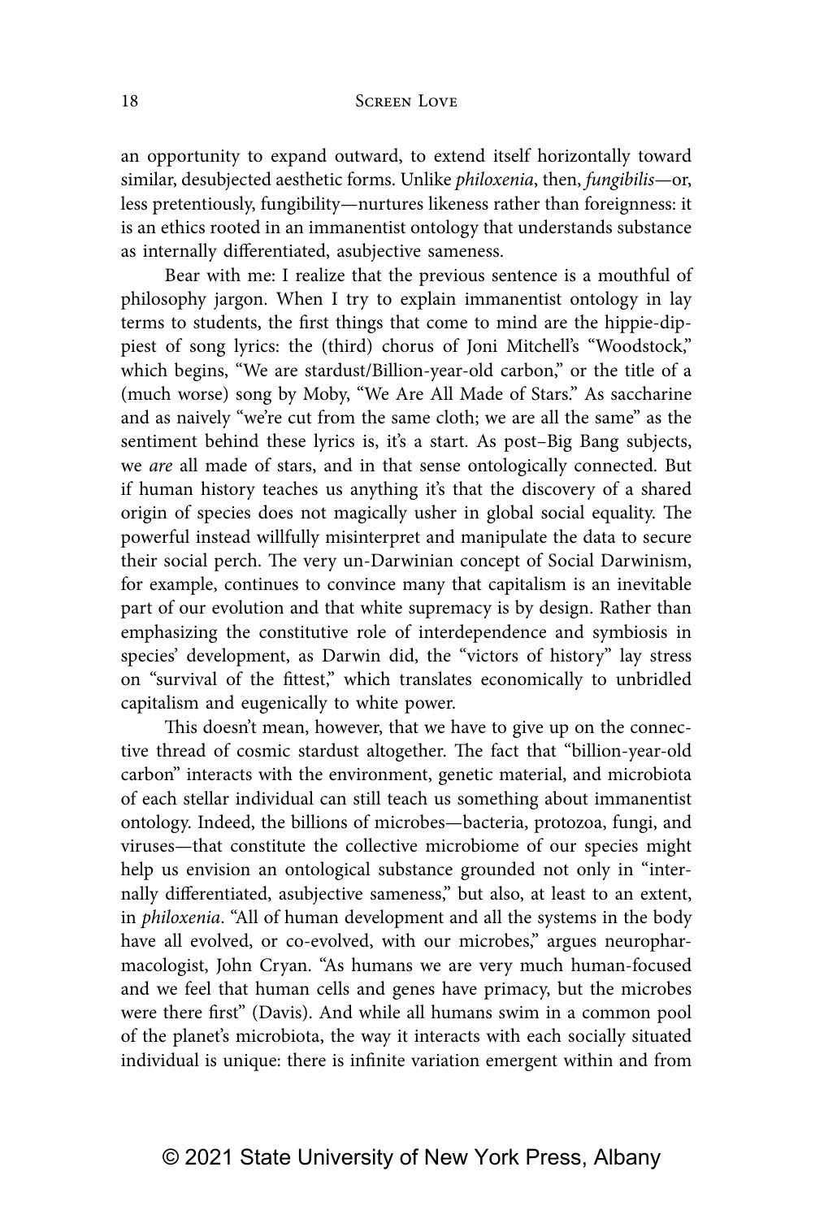an opportunity to expand outward, to extend itself horizontally toward similar, desubjected aesthetic forms. Unlike *philoxenia*, then, *fungibilis*—or, less pretentiously, fungibility—nurtures likeness rather than foreignness: it is an ethics rooted in an immanentist ontology that understands substance as internally differentiated, asubjective sameness.

Bear with me: I realize that the previous sentence is a mouthful of philosophy jargon. When I try to explain immanentist ontology in lay terms to students, the first things that come to mind are the hippie-dippiest of song lyrics: the (third) chorus of Joni Mitchell's "Woodstock," which begins, "We are stardust/Billion-year-old carbon," or the title of a (much worse) song by Moby, "We Are All Made of Stars." As saccharine and as naively "we're cut from the same cloth; we are all the same" as the sentiment behind these lyrics is, it's a start. As post–Big Bang subjects, we *are* all made of stars, and in that sense ontologically connected. But if human history teaches us anything it's that the discovery of a shared origin of species does not magically usher in global social equality. The powerful instead willfully misinterpret and manipulate the data to secure their social perch. The very un-Darwinian concept of Social Darwinism, for example, continues to convince many that capitalism is an inevitable part of our evolution and that white supremacy is by design. Rather than emphasizing the constitutive role of interdependence and symbiosis in species' development, as Darwin did, the "victors of history" lay stress on "survival of the fittest," which translates economically to unbridled capitalism and eugenically to white power.

This doesn't mean, however, that we have to give up on the connective thread of cosmic stardust altogether. The fact that "billion-year-old carbon" interacts with the environment, genetic material, and microbiota of each stellar individual can still teach us something about immanentist ontology. Indeed, the billions of microbes—bacteria, protozoa, fungi, and viruses—that constitute the collective microbiome of our species might help us envision an ontological substance grounded not only in "internally differentiated, asubjective sameness," but also, at least to an extent, in *philoxenia*. "All of human development and all the systems in the body have all evolved, or co-evolved, with our microbes," argues neuropharmacologist, John Cryan. "As humans we are very much human-focused and we feel that human cells and genes have primacy, but the microbes were there first" (Davis). And while all humans swim in a common pool of the planet's microbiota, the way it interacts with each socially situated individual is unique: there is infinite variation emergent within and from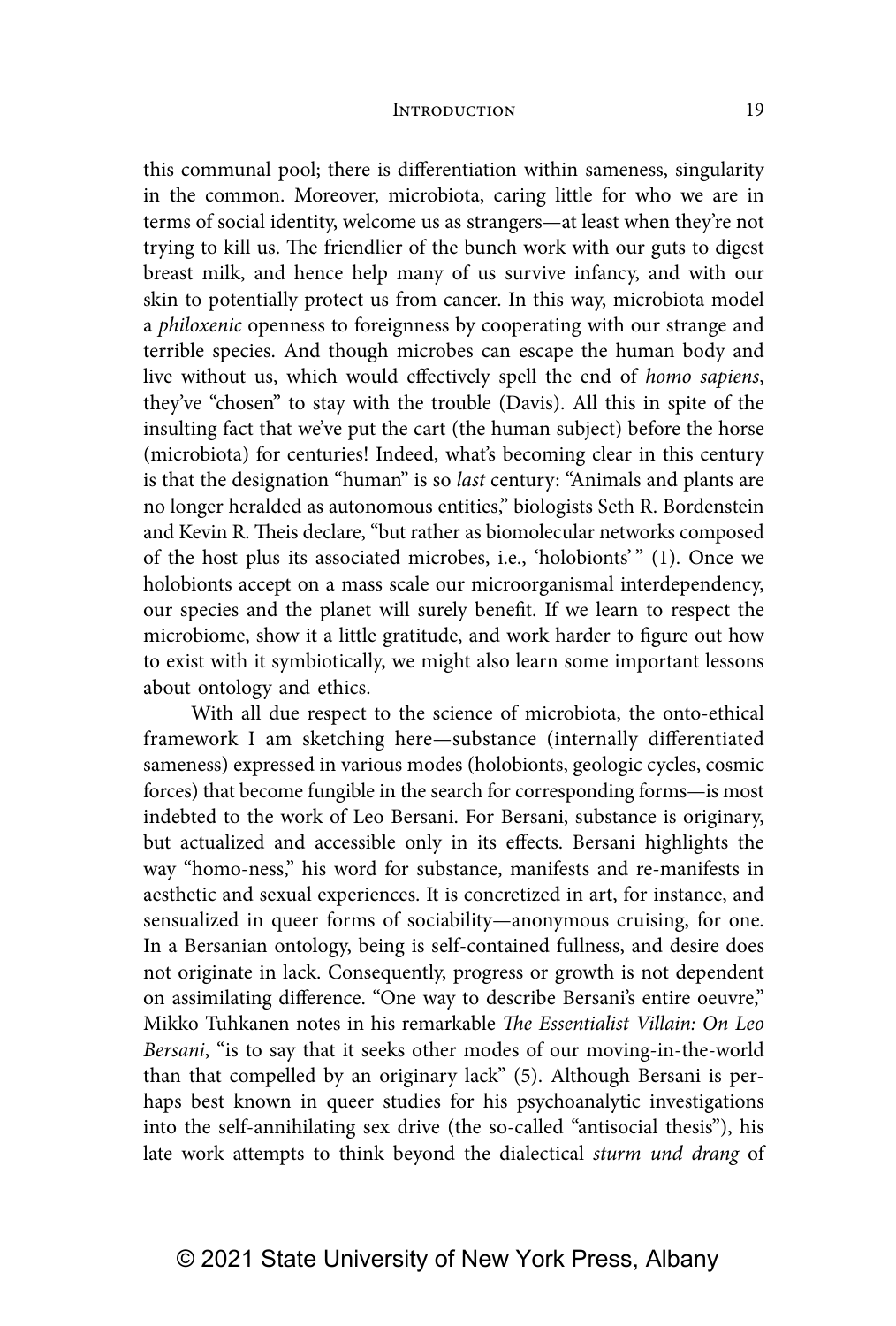this communal pool; there is differentiation within sameness, singularity in the common. Moreover, microbiota, caring little for who we are in terms of social identity, welcome us as strangers—at least when they're not trying to kill us. The friendlier of the bunch work with our guts to digest breast milk, and hence help many of us survive infancy, and with our skin to potentially protect us from cancer. In this way, microbiota model a *philoxenic* openness to foreignness by cooperating with our strange and terrible species. And though microbes can escape the human body and live without us, which would effectively spell the end of *homo sapiens*, they've "chosen" to stay with the trouble (Davis). All this in spite of the insulting fact that we've put the cart (the human subject) before the horse (microbiota) for centuries! Indeed, what's becoming clear in this century is that the designation "human" is so *last* century: "Animals and plants are no longer heralded as autonomous entities," biologists Seth R. Bordenstein and Kevin R. Theis declare, "but rather as biomolecular networks composed of the host plus its associated microbes, i.e., 'holobionts'" (1). Once we holobionts accept on a mass scale our microorganismal interdependency, our species and the planet will surely benefit. If we learn to respect the microbiome, show it a little gratitude, and work harder to figure out how to exist with it symbiotically, we might also learn some important lessons about ontology and ethics.

With all due respect to the science of microbiota, the onto-ethical framework I am sketching here—substance (internally differentiated sameness) expressed in various modes (holobionts, geologic cycles, cosmic forces) that become fungible in the search for corresponding forms—is most indebted to the work of Leo Bersani. For Bersani, substance is originary, but actualized and accessible only in its effects. Bersani highlights the way "homo-ness," his word for substance, manifests and re-manifests in aesthetic and sexual experiences. It is concretized in art, for instance, and sensualized in queer forms of sociability—anonymous cruising, for one. In a Bersanian ontology, being is self-contained fullness, and desire does not originate in lack. Consequently, progress or growth is not dependent on assimilating difference. "One way to describe Bersani's entire oeuvre," Mikko Tuhkanen notes in his remarkable *The Essentialist Villain: On Leo Bersani*, "is to say that it seeks other modes of our moving-in-the-world than that compelled by an originary lack" (5). Although Bersani is perhaps best known in queer studies for his psychoanalytic investigations into the self-annihilating sex drive (the so-called "antisocial thesis"), his late work attempts to think beyond the dialectical *sturm und drang* of

© 2021 State University of New York Press, Albany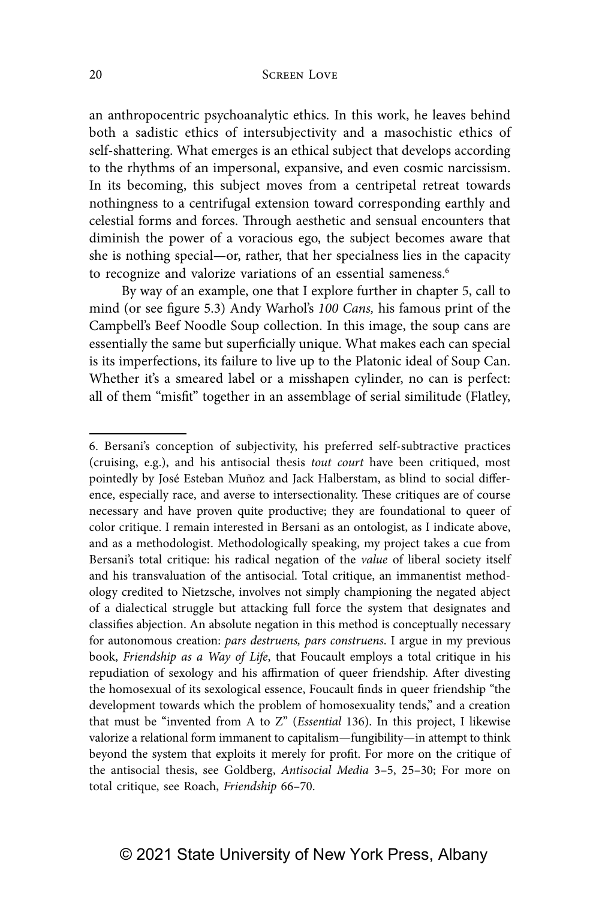an anthropocentric psychoanalytic ethics. In this work, he leaves behind both a sadistic ethics of intersubjectivity and a masochistic ethics of self-shattering. What emerges is an ethical subject that develops according to the rhythms of an impersonal, expansive, and even cosmic narcissism. In its becoming, this subject moves from a centripetal retreat towards nothingness to a centrifugal extension toward corresponding earthly and celestial forms and forces. Through aesthetic and sensual encounters that diminish the power of a voracious ego, the subject becomes aware that she is nothing special—or, rather, that her specialness lies in the capacity to recognize and valorize variations of an essential sameness.[6]

By way of an example, one that I explore further in chapter 5, call to mind (or see figure 5.3) Andy Warhol's *100 Cans,* his famous print of the Campbell's Beef Noodle Soup collection. In this image, the soup cans are essentially the same but superficially unique. What makes each can special is its imperfections, its failure to live up to the Platonic ideal of Soup Can. Whether it's a smeared label or a misshapen cylinder, no can is perfect: all of them "misfit" together in an assemblage of serial similitude (Flatley,

---

6. Bersani's conception of subjectivity, his preferred self-subtractive practices (cruising, e.g.), and his antisocial thesis *tout court* have been critiqued, most pointedly by José Esteban Muñoz and Jack Halberstam, as blind to social difference, especially race, and averse to intersectionality. These critiques are of course necessary and have proven quite productive; they are foundational to queer of color critique. I remain interested in Bersani as an ontologist, as I indicate above, and as a methodologist. Methodologically speaking, my project takes a cue from Bersani's total critique: his radical negation of the *value* of liberal society itself and his transvaluation of the antisocial. Total critique, an immanentist methodology credited to Nietzsche, involves not simply championing the negated abject of a dialectical struggle but attacking full force the system that designates and classifies abjection. An absolute negation in this method is conceptually necessary for autonomous creation: *pars destruens, pars construens*. I argue in my previous book, *Friendship as a Way of Life*, that Foucault employs a total critique in his repudiation of sexology and his affirmation of queer friendship. After divesting the homosexual of its sexological essence, Foucault finds in queer friendship "the development towards which the problem of homosexuality tends," and a creation that must be "invented from A to Z" (*Essential* 136). In this project, I likewise valorize a relational form immanent to capitalism—fungibility—in attempt to think beyond the system that exploits it merely for profit. For more on the critique of the antisocial thesis, see Goldberg, *Antisocial Media* 3–5, 25–30; For more on total critique, see Roach, *Friendship* 66–70.

© 2021 State University of New York Press, Albany